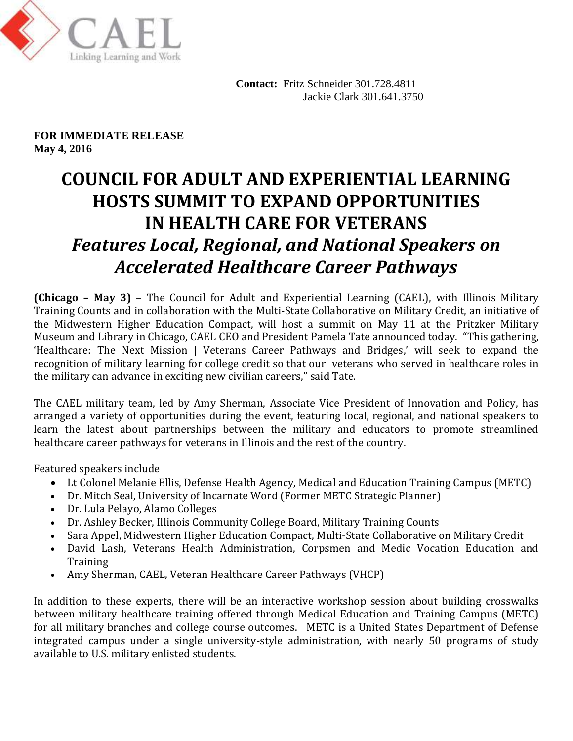CAEL
Linking Learning and Work

**Contact:** Fritz Schneider 301.728.4811
Jackie Clark 301.641.3750

**FOR IMMEDIATE RELEASE**
**May 4, 2016**

# COUNCIL FOR ADULT AND EXPERIENTIAL LEARNING HOSTS SUMMIT TO EXPAND OPPORTUNITIES IN HEALTH CARE FOR VETERANS

## *Features Local, Regional, and National Speakers on Accelerated Healthcare Career Pathways*

**(Chicago – May 3)** – The Council for Adult and Experiential Learning (CAEL), with Illinois Military Training Counts and in collaboration with the Multi-State Collaborative on Military Credit, an initiative of the Midwestern Higher Education Compact, will host a summit on May 11 at the Pritzker Military Museum and Library in Chicago, CAEL CEO and President Pamela Tate announced today. "This gathering, 'Healthcare: The Next Mission | Veterans Career Pathways and Bridges,' will seek to expand the recognition of military learning for college credit so that our veterans who served in healthcare roles in the military can advance in exciting new civilian careers," said Tate.

The CAEL military team, led by Amy Sherman, Associate Vice President of Innovation and Policy, has arranged a variety of opportunities during the event, featuring local, regional, and national speakers to learn the latest about partnerships between the military and educators to promote streamlined healthcare career pathways for veterans in Illinois and the rest of the country.

Featured speakers include

- Lt Colonel Melanie Ellis, Defense Health Agency, Medical and Education Training Campus (METC)
- Dr. Mitch Seal, University of Incarnate Word (Former METC Strategic Planner)
- Dr. Lula Pelayo, Alamo Colleges
- Dr. Ashley Becker, Illinois Community College Board, Military Training Counts
- Sara Appel, Midwestern Higher Education Compact, Multi-State Collaborative on Military Credit
- David Lash, Veterans Health Administration, Corpsmen and Medic Vocation Education and Training
- Amy Sherman, CAEL, Veteran Healthcare Career Pathways (VHCP)

In addition to these experts, there will be an interactive workshop session about building crosswalks between military healthcare training offered through Medical Education and Training Campus (METC) for all military branches and college course outcomes. METC is a United States Department of Defense integrated campus under a single university-style administration, with nearly 50 programs of study available to U.S. military enlisted students.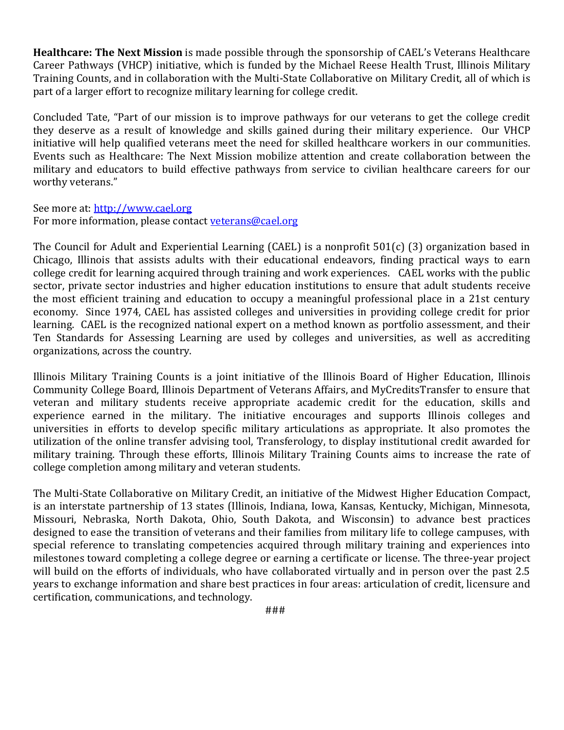**Healthcare: The Next Mission** is made possible through the sponsorship of CAEL's Veterans Healthcare Career Pathways (VHCP) initiative, which is funded by the Michael Reese Health Trust, Illinois Military Training Counts, and in collaboration with the Multi-State Collaborative on Military Credit, all of which is part of a larger effort to recognize military learning for college credit.

Concluded Tate, "Part of our mission is to improve pathways for our veterans to get the college credit they deserve as a result of knowledge and skills gained during their military experience. Our VHCP initiative will help qualified veterans meet the need for skilled healthcare workers in our communities. Events such as Healthcare: The Next Mission mobilize attention and create collaboration between the military and educators to build effective pathways from service to civilian healthcare careers for our worthy veterans."

See more at: [http://www.cael.org](http://www.cael.org)
For more information, please contact [veterans@cael.org](mailto:veterans@cael.org)

The Council for Adult and Experiential Learning (CAEL) is a nonprofit 501(c) (3) organization based in Chicago, Illinois that assists adults with their educational endeavors, finding practical ways to earn college credit for learning acquired through training and work experiences. CAEL works with the public sector, private sector industries and higher education institutions to ensure that adult students receive the most efficient training and education to occupy a meaningful professional place in a 21st century economy. Since 1974, CAEL has assisted colleges and universities in providing college credit for prior learning. CAEL is the recognized national expert on a method known as portfolio assessment, and their Ten Standards for Assessing Learning are used by colleges and universities, as well as accrediting organizations, across the country.

Illinois Military Training Counts is a joint initiative of the Illinois Board of Higher Education, Illinois Community College Board, Illinois Department of Veterans Affairs, and MyCreditsTransfer to ensure that veteran and military students receive appropriate academic credit for the education, skills and experience earned in the military. The initiative encourages and supports Illinois colleges and universities in efforts to develop specific military articulations as appropriate. It also promotes the utilization of the online transfer advising tool, Transferology, to display institutional credit awarded for military training. Through these efforts, Illinois Military Training Counts aims to increase the rate of college completion among military and veteran students.

The Multi-State Collaborative on Military Credit, an initiative of the Midwest Higher Education Compact, is an interstate partnership of 13 states (Illinois, Indiana, Iowa, Kansas, Kentucky, Michigan, Minnesota, Missouri, Nebraska, North Dakota, Ohio, South Dakota, and Wisconsin) to advance best practices designed to ease the transition of veterans and their families from military life to college campuses, with special reference to translating competencies acquired through military training and experiences into milestones toward completing a college degree or earning a certificate or license. The three-year project will build on the efforts of individuals, who have collaborated virtually and in person over the past 2.5 years to exchange information and share best practices in four areas: articulation of credit, licensure and certification, communications, and technology.

###